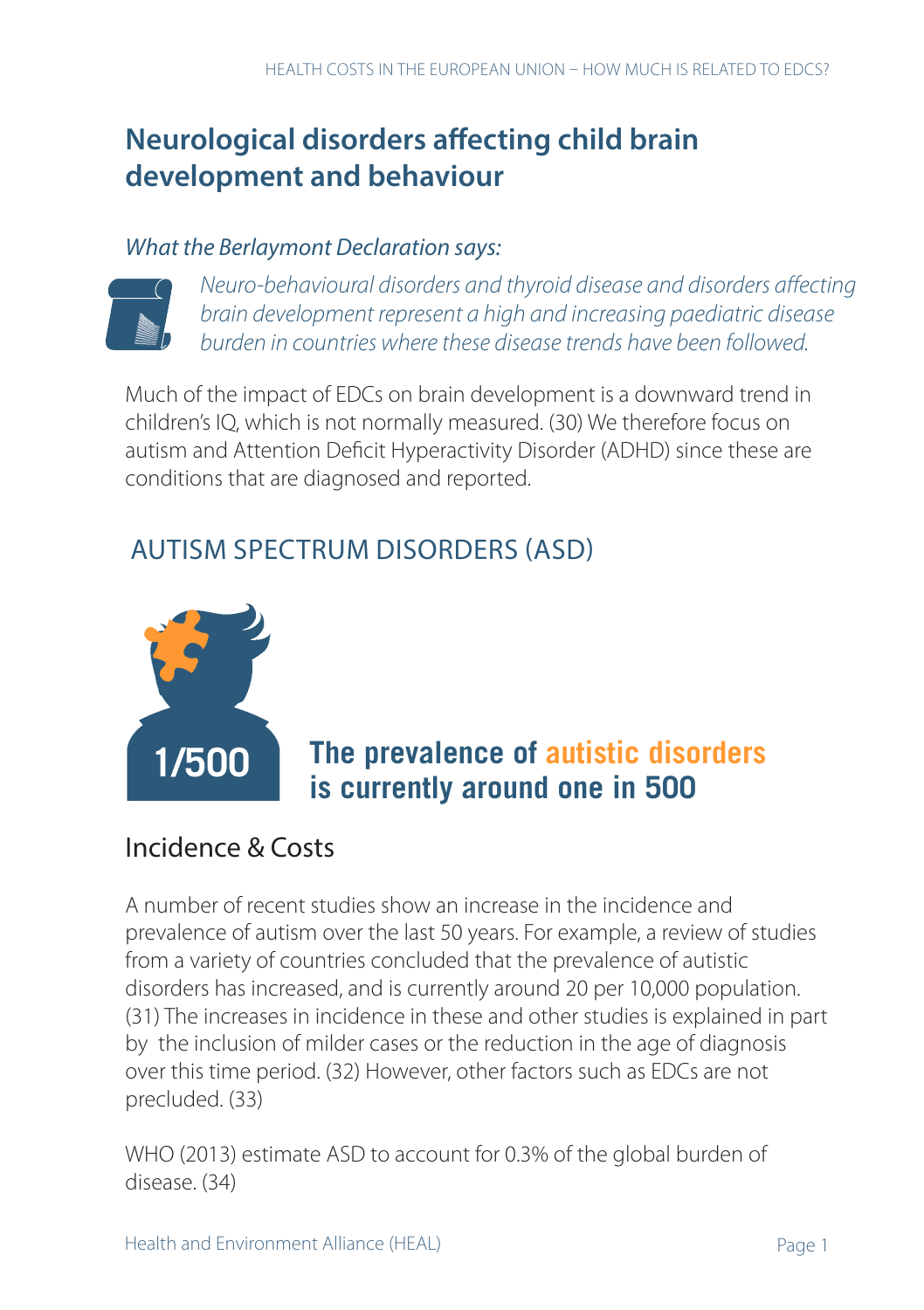# Neurological disorders affecting child brain development and behaviour

*What the Berlaymont Declaration says:*

*Neuro-behavioural disorders and thyroid disease and disorders affecting brain development represent a high and increasing paediatric disease burden in countries where these disease trends have been followed.*

Much of the impact of EDCs on brain development is a downward trend in children's IQ, which is not normally measured. (30) We therefore focus on autism and Attention Deficit Hyperactivity Disorder (ADHD) since these are conditions that are diagnosed and reported.

## AUTISM SPECTRUM DISORDERS (ASD)

**1/500**

**The prevalence of autistic disorders is currently around one in 500**

### Incidence & Costs

A number of recent studies show an increase in the incidence and prevalence of autism over the last 50 years. For example, a review of studies from a variety of countries concluded that the prevalence of autistic disorders has increased, and is currently around 20 per 10,000 population. (31) The increases in incidence in these and other studies is explained in part by the inclusion of milder cases or the reduction in the age of diagnosis over this time period. (32) However, other factors such as EDCs are not precluded. (33)

WHO (2013) estimate ASD to account for 0.3% of the global burden of disease. (34)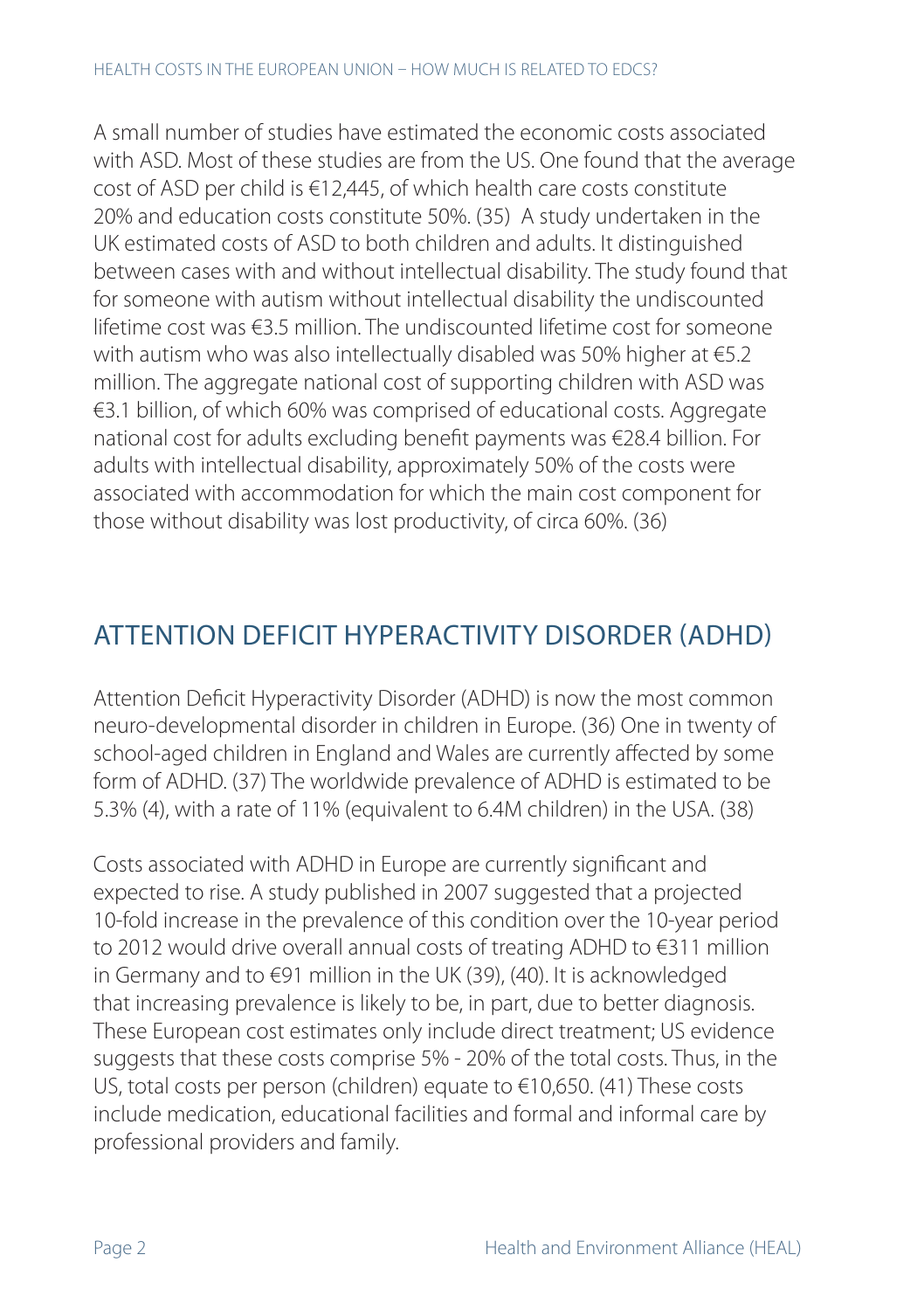A small number of studies have estimated the economic costs associated with ASD. Most of these studies are from the US. One found that the average cost of ASD per child is €12,445, of which health care costs constitute 20% and education costs constitute 50%. (35) A study undertaken in the UK estimated costs of ASD to both children and adults. It distinguished between cases with and without intellectual disability. The study found that for someone with autism without intellectual disability the undiscounted lifetime cost was €3.5 million. The undiscounted lifetime cost for someone with autism who was also intellectually disabled was 50% higher at €5.2 million. The aggregate national cost of supporting children with ASD was €3.1 billion, of which 60% was comprised of educational costs. Aggregate national cost for adults excluding benefit payments was €28.4 billion. For adults with intellectual disability, approximately 50% of the costs were associated with accommodation for which the main cost component for those without disability was lost productivity, of circa 60%. (36)

## ATTENTION DEFICIT HYPERACTIVITY DISORDER (ADHD)

Attention Deficit Hyperactivity Disorder (ADHD) is now the most common neuro-developmental disorder in children in Europe. (36) One in twenty of school-aged children in England and Wales are currently affected by some form of ADHD. (37) The worldwide prevalence of ADHD is estimated to be 5.3% (4), with a rate of 11% (equivalent to 6.4M children) in the USA. (38)

Costs associated with ADHD in Europe are currently significant and expected to rise. A study published in 2007 suggested that a projected 10-fold increase in the prevalence of this condition over the 10-year period to 2012 would drive overall annual costs of treating ADHD to €311 million in Germany and to €91 million in the UK (39), (40). It is acknowledged that increasing prevalence is likely to be, in part, due to better diagnosis. These European cost estimates only include direct treatment; US evidence suggests that these costs comprise 5% - 20% of the total costs. Thus, in the US, total costs per person (children) equate to €10,650. (41) These costs include medication, educational facilities and formal and informal care by professional providers and family.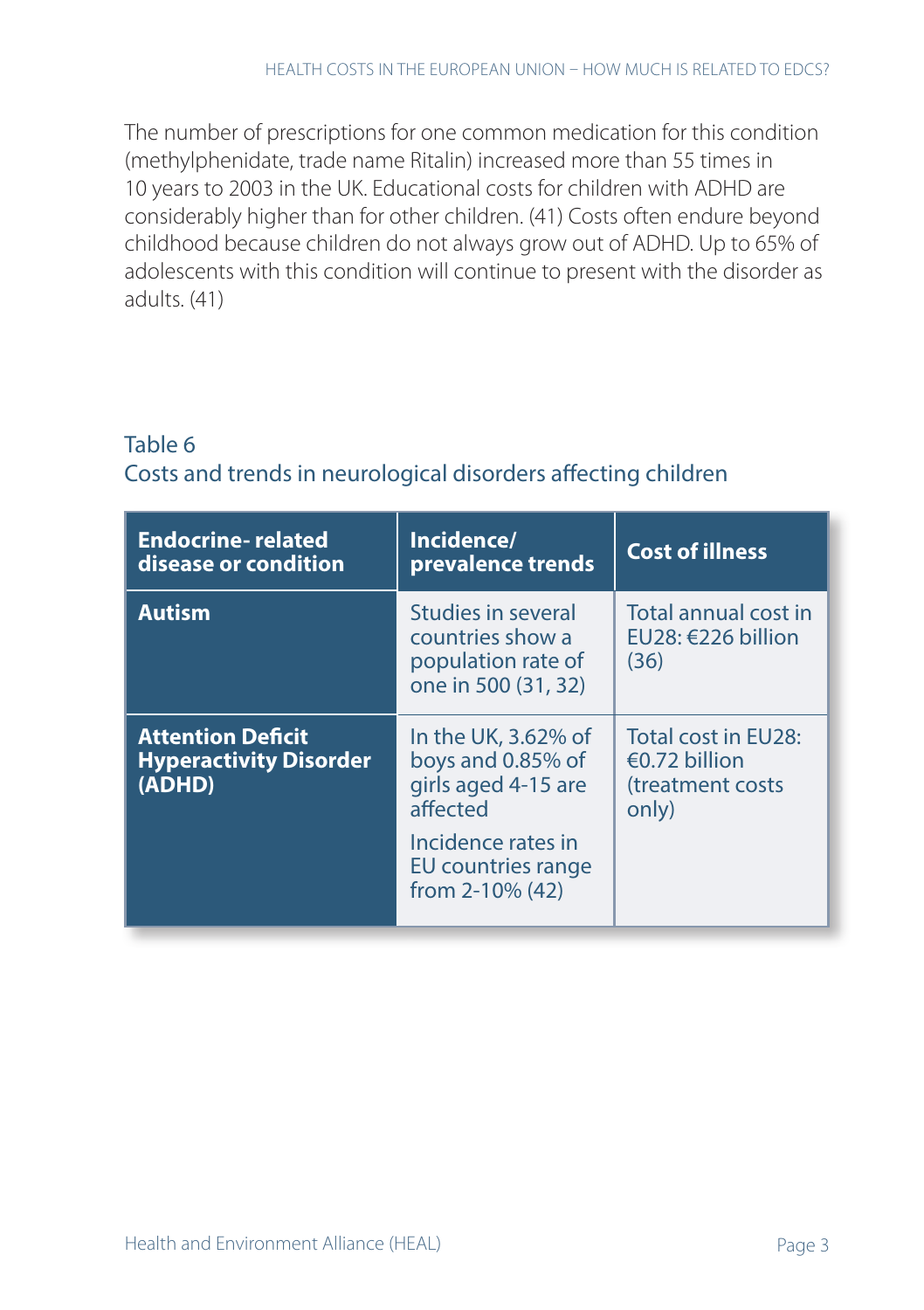The number of prescriptions for one common medication for this condition (methylphenidate, trade name Ritalin) increased more than 55 times in 10 years to 2003 in the UK. Educational costs for children with ADHD are considerably higher than for other children. (41) Costs often endure beyond childhood because children do not always grow out of ADHD. Up to 65% of adolescents with this condition will continue to present with the disorder as adults. (41)

Table 6
Costs and trends in neurological disorders affecting children

| Endocrine- related disease or condition | Incidence/ prevalence trends | Cost of illness |
|---|---|---|
| **Autism** | Studies in several countries show a population rate of one in 500 (31, 32) | Total annual cost in EU28: €226 billion (36) |
| **Attention Deficit Hyperactivity Disorder (ADHD)** | In the UK, 3.62% of boys and 0.85% of girls aged 4-15 are affected<br><br>Incidence rates in EU countries range from 2-10% (42) | Total cost in EU28: €0.72 billion (treatment costs only) |